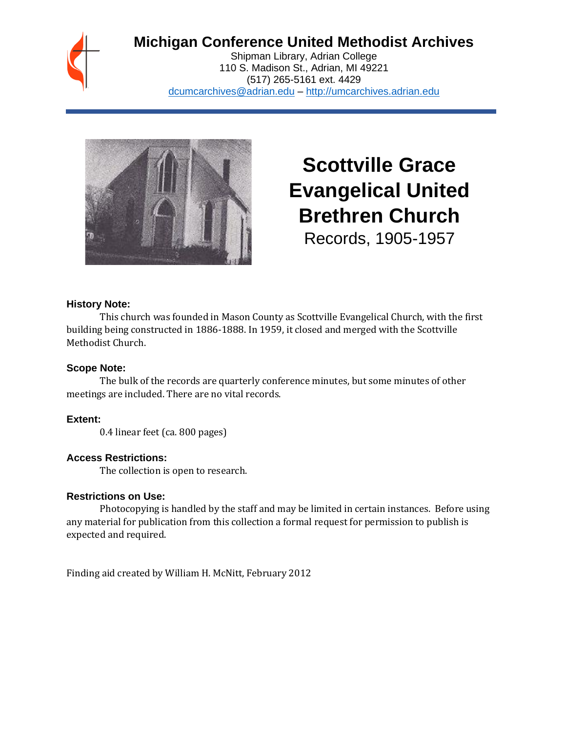# Michigan Conference United Methodist Archives

Shipman Library, Adrian College
110 S. Madison St., Adrian, MI 49221
(517) 265-5161 ext. 4429
dcumcarchives@adrian.edu – http://umcarchives.adrian.edu

# Scottville Grace Evangelical United Brethren Church

Records, 1905-1957

### History Note:

This church was founded in Mason County as Scottville Evangelical Church, with the first building being constructed in 1886-1888. In 1959, it closed and merged with the Scottville Methodist Church.

### Scope Note:

The bulk of the records are quarterly conference minutes, but some minutes of other meetings are included. There are no vital records.

### Extent:

0.4 linear feet (ca. 800 pages)

### Access Restrictions:

The collection is open to research.

### Restrictions on Use:

Photocopying is handled by the staff and may be limited in certain instances. Before using any material for publication from this collection a formal request for permission to publish is expected and required.

Finding aid created by William H. McNitt, February 2012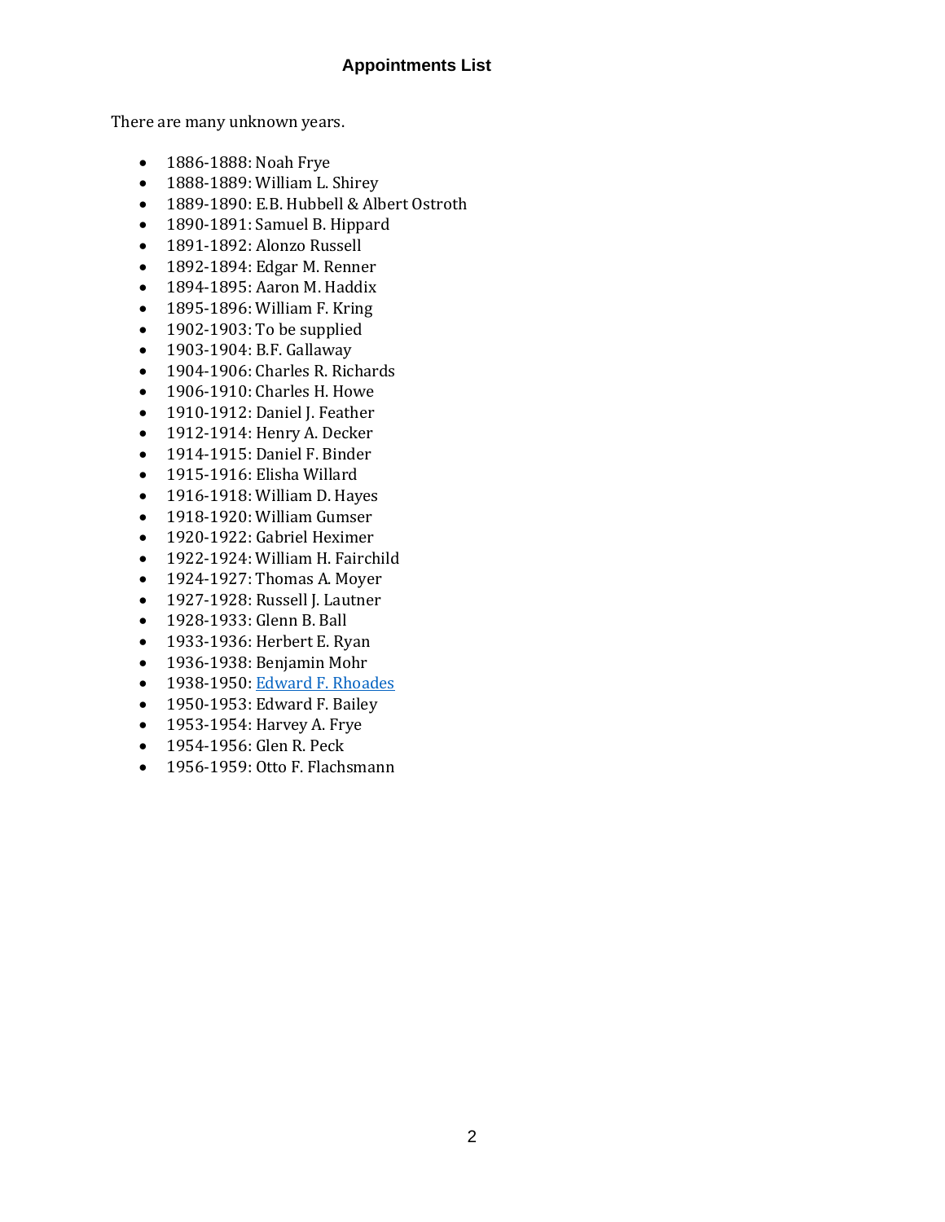## Appointments List

There are many unknown years.

- 1886-1888: Noah Frye
- 1888-1889: William L. Shirey
- 1889-1890: E.B. Hubbell & Albert Ostroth
- 1890-1891: Samuel B. Hippard
- 1891-1892: Alonzo Russell
- 1892-1894: Edgar M. Renner
- 1894-1895: Aaron M. Haddix
- 1895-1896: William F. Kring
- 1902-1903: To be supplied
- 1903-1904: B.F. Gallaway
- 1904-1906: Charles R. Richards
- 1906-1910: Charles H. Howe
- 1910-1912: Daniel J. Feather
- 1912-1914: Henry A. Decker
- 1914-1915: Daniel F. Binder
- 1915-1916: Elisha Willard
- 1916-1918: William D. Hayes
- 1918-1920: William Gumser
- 1920-1922: Gabriel Heximer
- 1922-1924: William H. Fairchild
- 1924-1927: Thomas A. Moyer
- 1927-1928: Russell J. Lautner
- 1928-1933: Glenn B. Ball
- 1933-1936: Herbert E. Ryan
- 1936-1938: Benjamin Mohr
- 1938-1950: Edward F. Rhoades
- 1950-1953: Edward F. Bailey
- 1953-1954: Harvey A. Frye
- 1954-1956: Glen R. Peck
- 1956-1959: Otto F. Flachsmann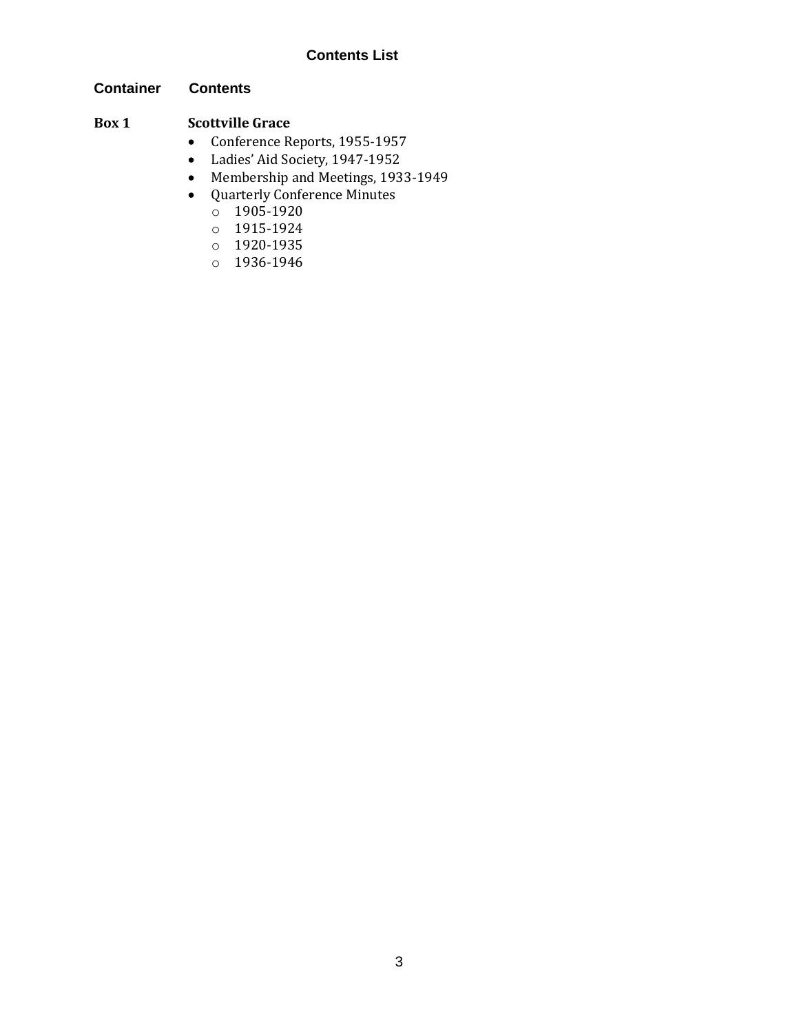## Contents List

| Container | Contents |
|---|---|
| **Box 1** | **Scottville Grace** |

- Conference Reports, 1955-1957
- Ladies' Aid Society, 1947-1952
- Membership and Meetings, 1933-1949
- Quarterly Conference Minutes
  - 1905-1920
  - 1915-1924
  - 1920-1935
  - 1936-1946